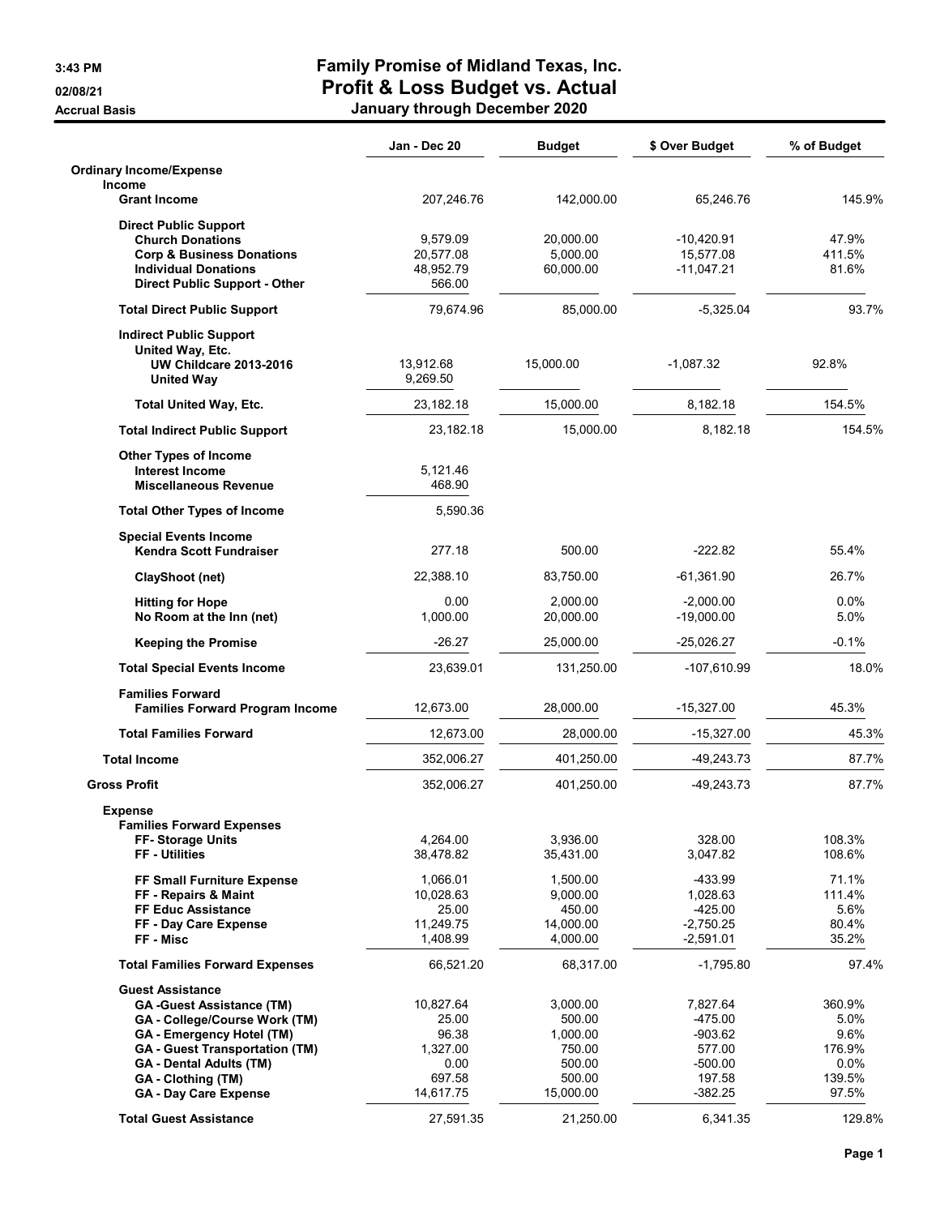# Family Promise of Midland Texas, Inc.
## Profit & Loss Budget vs. Actual
### January through December 2020

3:43 PM
02/08/21
Accrual Basis

| | Jan - Dec 20 | Budget | $ Over Budget | % of Budget |
|---|---|---|---|---|
| **Ordinary Income/Expense** | | | | |
| **Income** | | | | |
| **Grant Income** | 207,246.76 | 142,000.00 | 65,246.76 | 145.9% |
| **Direct Public Support** | | | | |
| **Church Donations** | 9,579.09 | 20,000.00 | -10,420.91 | 47.9% |
| **Corp & Business Donations** | 20,577.08 | 5,000.00 | 15,577.08 | 411.5% |
| **Individual Donations** | 48,952.79 | 60,000.00 | -11,047.21 | 81.6% |
| **Direct Public Support - Other** | 566.00 | | | |
| **Total Direct Public Support** | 79,674.96 | 85,000.00 | -5,325.04 | 93.7% |
| **Indirect Public Support** | | | | |
| **United Way, Etc.** | | | | |
| **UW Childcare 2013-2016** | 13,912.68 | 15,000.00 | -1,087.32 | 92.8% |
| **United Way** | 9,269.50 | | | |
| **Total United Way, Etc.** | 23,182.18 | 15,000.00 | 8,182.18 | 154.5% |
| **Total Indirect Public Support** | 23,182.18 | 15,000.00 | 8,182.18 | 154.5% |
| **Other Types of Income** | | | | |
| **Interest Income** | 5,121.46 | | | |
| **Miscellaneous Revenue** | 468.90 | | | |
| **Total Other Types of Income** | 5,590.36 | | | |
| **Special Events Income** | | | | |
| **Kendra Scott Fundraiser** | 277.18 | 500.00 | -222.82 | 55.4% |
| **ClayShoot (net)** | 22,388.10 | 83,750.00 | -61,361.90 | 26.7% |
| **Hitting for Hope** | 0.00 | 2,000.00 | -2,000.00 | 0.0% |
| **No Room at the Inn (net)** | 1,000.00 | 20,000.00 | -19,000.00 | 5.0% |
| **Keeping the Promise** | -26.27 | 25,000.00 | -25,026.27 | -0.1% |
| **Total Special Events Income** | 23,639.01 | 131,250.00 | -107,610.99 | 18.0% |
| **Families Forward** | | | | |
| **Families Forward Program Income** | 12,673.00 | 28,000.00 | -15,327.00 | 45.3% |
| **Total Families Forward** | 12,673.00 | 28,000.00 | -15,327.00 | 45.3% |
| **Total Income** | 352,006.27 | 401,250.00 | -49,243.73 | 87.7% |
| **Gross Profit** | 352,006.27 | 401,250.00 | -49,243.73 | 87.7% |
| **Expense** | | | | |
| **Families Forward Expenses** | | | | |
| **FF- Storage Units** | 4,264.00 | 3,936.00 | 328.00 | 108.3% |
| **FF - Utilities** | 38,478.82 | 35,431.00 | 3,047.82 | 108.6% |
| **FF Small Furniture Expense** | 1,066.01 | 1,500.00 | -433.99 | 71.1% |
| **FF - Repairs & Maint** | 10,028.63 | 9,000.00 | 1,028.63 | 111.4% |
| **FF Educ Assistance** | 25.00 | 450.00 | -425.00 | 5.6% |
| **FF - Day Care Expense** | 11,249.75 | 14,000.00 | -2,750.25 | 80.4% |
| **FF - Misc** | 1,408.99 | 4,000.00 | -2,591.01 | 35.2% |
| **Total Families Forward Expenses** | 66,521.20 | 68,317.00 | -1,795.80 | 97.4% |
| **Guest Assistance** | | | | |
| **GA -Guest Assistance (TM)** | 10,827.64 | 3,000.00 | 7,827.64 | 360.9% |
| **GA - College/Course Work (TM)** | 25.00 | 500.00 | -475.00 | 5.0% |
| **GA - Emergency Hotel (TM)** | 96.38 | 1,000.00 | -903.62 | 9.6% |
| **GA - Guest Transportation (TM)** | 1,327.00 | 750.00 | 577.00 | 176.9% |
| **GA - Dental Adults (TM)** | 0.00 | 500.00 | -500.00 | 0.0% |
| **GA - Clothing (TM)** | 697.58 | 500.00 | 197.58 | 139.5% |
| **GA - Day Care Expense** | 14,617.75 | 15,000.00 | -382.25 | 97.5% |
| **Total Guest Assistance** | 27,591.35 | 21,250.00 | 6,341.35 | 129.8% |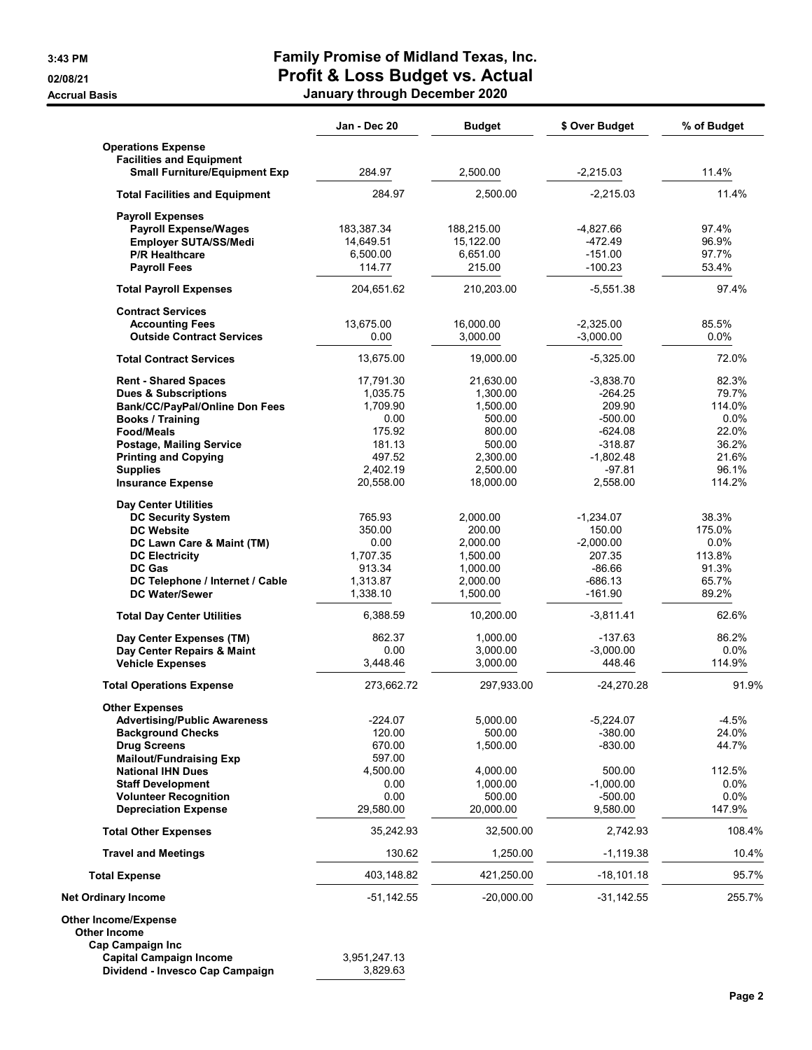# Family Promise of Midland Texas, Inc.
## Profit & Loss Budget vs. Actual
### January through December 2020

3:43 PM
02/08/21
Accrual Basis

| | Jan - Dec 20 | Budget | $ Over Budget | % of Budget |
|---|---|---|---|---|
| **Operations Expense** | | | | |
| **Facilities and Equipment** | | | | |
| **Small Furniture/Equipment Exp** | 284.97 | 2,500.00 | -2,215.03 | 11.4% |
| **Total Facilities and Equipment** | 284.97 | 2,500.00 | -2,215.03 | 11.4% |
| **Payroll Expenses** | | | | |
| **Payroll Expense/Wages** | 183,387.34 | 188,215.00 | -4,827.66 | 97.4% |
| **Employer SUTA/SS/Medi** | 14,649.51 | 15,122.00 | -472.49 | 96.9% |
| **P/R Healthcare** | 6,500.00 | 6,651.00 | -151.00 | 97.7% |
| **Payroll Fees** | 114.77 | 215.00 | -100.23 | 53.4% |
| **Total Payroll Expenses** | 204,651.62 | 210,203.00 | -5,551.38 | 97.4% |
| **Contract Services** | | | | |
| **Accounting Fees** | 13,675.00 | 16,000.00 | -2,325.00 | 85.5% |
| **Outside Contract Services** | 0.00 | 3,000.00 | -3,000.00 | 0.0% |
| **Total Contract Services** | 13,675.00 | 19,000.00 | -5,325.00 | 72.0% |
| **Rent - Shared Spaces** | 17,791.30 | 21,630.00 | -3,838.70 | 82.3% |
| **Dues & Subscriptions** | 1,035.75 | 1,300.00 | -264.25 | 79.7% |
| **Bank/CC/PayPal/Online Don Fees** | 1,709.90 | 1,500.00 | 209.90 | 114.0% |
| **Books / Training** | 0.00 | 500.00 | -500.00 | 0.0% |
| **Food/Meals** | 175.92 | 800.00 | -624.08 | 22.0% |
| **Postage, Mailing Service** | 181.13 | 500.00 | -318.87 | 36.2% |
| **Printing and Copying** | 497.52 | 2,300.00 | -1,802.48 | 21.6% |
| **Supplies** | 2,402.19 | 2,500.00 | -97.81 | 96.1% |
| **Insurance Expense** | 20,558.00 | 18,000.00 | 2,558.00 | 114.2% |
| **Day Center Utilities** | | | | |
| **DC Security System** | 765.93 | 2,000.00 | -1,234.07 | 38.3% |
| **DC Website** | 350.00 | 200.00 | 150.00 | 175.0% |
| **DC Lawn Care & Maint (TM)** | 0.00 | 2,000.00 | -2,000.00 | 0.0% |
| **DC Electricity** | 1,707.35 | 1,500.00 | 207.35 | 113.8% |
| **DC Gas** | 913.34 | 1,000.00 | -86.66 | 91.3% |
| **DC Telephone / Internet / Cable** | 1,313.87 | 2,000.00 | -686.13 | 65.7% |
| **DC Water/Sewer** | 1,338.10 | 1,500.00 | -161.90 | 89.2% |
| **Total Day Center Utilities** | 6,388.59 | 10,200.00 | -3,811.41 | 62.6% |
| **Day Center Expenses (TM)** | 862.37 | 1,000.00 | -137.63 | 86.2% |
| **Day Center Repairs & Maint** | 0.00 | 3,000.00 | -3,000.00 | 0.0% |
| **Vehicle Expenses** | 3,448.46 | 3,000.00 | 448.46 | 114.9% |
| **Total Operations Expense** | 273,662.72 | 297,933.00 | -24,270.28 | 91.9% |
| **Other Expenses** | | | | |
| **Advertising/Public Awareness** | -224.07 | 5,000.00 | -5,224.07 | -4.5% |
| **Background Checks** | 120.00 | 500.00 | -380.00 | 24.0% |
| **Drug Screens** | 670.00 | 1,500.00 | -830.00 | 44.7% |
| **Mailout/Fundraising Exp** | 597.00 | | | |
| **National IHN Dues** | 4,500.00 | 4,000.00 | 500.00 | 112.5% |
| **Staff Development** | 0.00 | 1,000.00 | -1,000.00 | 0.0% |
| **Volunteer Recognition** | 0.00 | 500.00 | -500.00 | 0.0% |
| **Depreciation Expense** | 29,580.00 | 20,000.00 | 9,580.00 | 147.9% |
| **Total Other Expenses** | 35,242.93 | 32,500.00 | 2,742.93 | 108.4% |
| **Travel and Meetings** | 130.62 | 1,250.00 | -1,119.38 | 10.4% |
| **Total Expense** | 403,148.82 | 421,250.00 | -18,101.18 | 95.7% |
| **Net Ordinary Income** | -51,142.55 | -20,000.00 | -31,142.55 | 255.7% |
| **Other Income/Expense** | | | | |
| **Other Income** | | | | |
| **Cap Campaign Inc** | | | | |
| **Capital Campaign Income** | 3,951,247.13 | | | |
| **Dividend - Invesco Cap Campaign** | 3,829.63 | | | |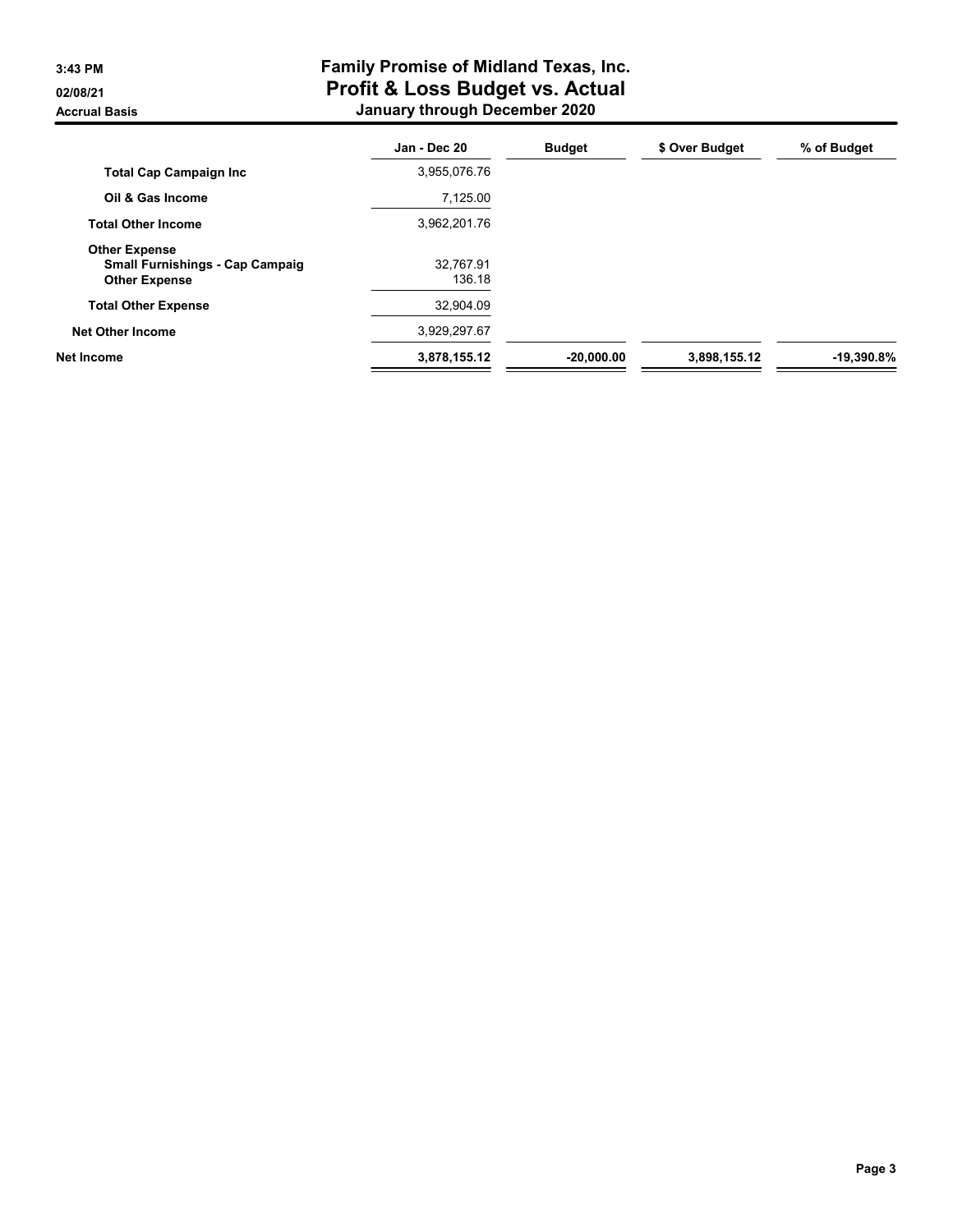# Family Promise of Midland Texas, Inc.
## Profit & Loss Budget vs. Actual
### January through December 2020

3:43 PM
02/08/21
Accrual Basis

| | Jan - Dec 20 | Budget | $ Over Budget | % of Budget |
|---|---|---|---|---|
| Total Cap Campaign Inc | 3,955,076.76 | | | |
| Oil & Gas Income | 7,125.00 | | | |
| Total Other Income | 3,962,201.76 | | | |
| Other Expense | | | | |
| Small Furnishings - Cap Campaig | 32,767.91 | | | |
| Other Expense | 136.18 | | | |
| Total Other Expense | 32,904.09 | | | |
| Net Other Income | 3,929,297.67 | | | |
| **Net Income** | **3,878,155.12** | **-20,000.00** | **3,898,155.12** | **-19,390.8%** |